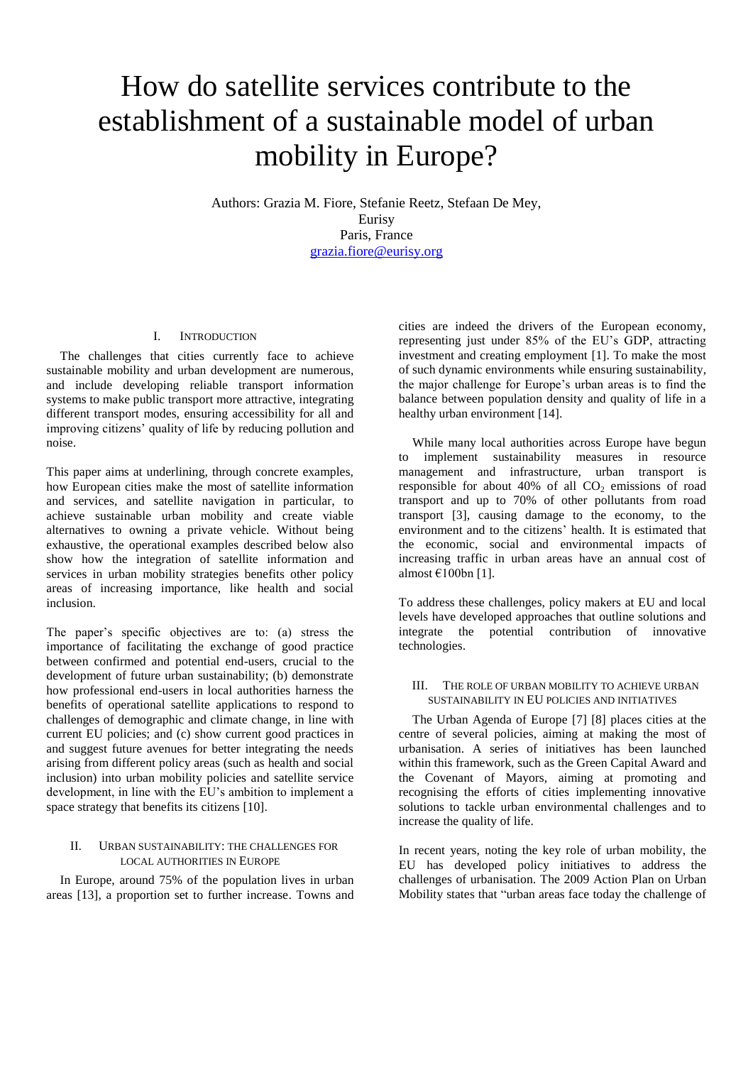# How do satellite services contribute to the establishment of a sustainable model of urban mobility in Europe?

Authors: Grazia M. Fiore, Stefanie Reetz, Stefaan De Mey,
Eurisy
Paris, France
grazia.fiore@eurisy.org

## I. Introduction

The challenges that cities currently face to achieve sustainable mobility and urban development are numerous, and include developing reliable transport information systems to make public transport more attractive, integrating different transport modes, ensuring accessibility for all and improving citizens' quality of life by reducing pollution and noise.

This paper aims at underlining, through concrete examples, how European cities make the most of satellite information and services, and satellite navigation in particular, to achieve sustainable urban mobility and create viable alternatives to owning a private vehicle. Without being exhaustive, the operational examples described below also show how the integration of satellite information and services in urban mobility strategies benefits other policy areas of increasing importance, like health and social inclusion.

The paper's specific objectives are to: (a) stress the importance of facilitating the exchange of good practice between confirmed and potential end-users, crucial to the development of future urban sustainability; (b) demonstrate how professional end-users in local authorities harness the benefits of operational satellite applications to respond to challenges of demographic and climate change, in line with current EU policies; and (c) show current good practices in and suggest future avenues for better integrating the needs arising from different policy areas (such as health and social inclusion) into urban mobility policies and satellite service development, in line with the EU's ambition to implement a space strategy that benefits its citizens [10].

## II. Urban sustainability: the challenges for local authorities in Europe

In Europe, around 75% of the population lives in urban areas [13], a proportion set to further increase. Towns and cities are indeed the drivers of the European economy, representing just under 85% of the EU's GDP, attracting investment and creating employment [1]. To make the most of such dynamic environments while ensuring sustainability, the major challenge for Europe's urban areas is to find the balance between population density and quality of life in a healthy urban environment [14].

While many local authorities across Europe have begun to implement sustainability measures in resource management and infrastructure, urban transport is responsible for about 40% of all $CO_2$ emissions of road transport and up to 70% of other pollutants from road transport [3], causing damage to the economy, to the environment and to the citizens' health. It is estimated that the economic, social and environmental impacts of increasing traffic in urban areas have an annual cost of almost €100bn [1].

To address these challenges, policy makers at EU and local levels have developed approaches that outline solutions and integrate the potential contribution of innovative technologies.

## III. The role of urban mobility to achieve urban sustainability in EU policies and initiatives

The Urban Agenda of Europe [7] [8] places cities at the centre of several policies, aiming at making the most of urbanisation. A series of initiatives has been launched within this framework, such as the Green Capital Award and the Covenant of Mayors, aiming at promoting and recognising the efforts of cities implementing innovative solutions to tackle urban environmental challenges and to increase the quality of life.

In recent years, noting the key role of urban mobility, the EU has developed policy initiatives to address the challenges of urbanisation. The 2009 Action Plan on Urban Mobility states that "urban areas face today the challenge of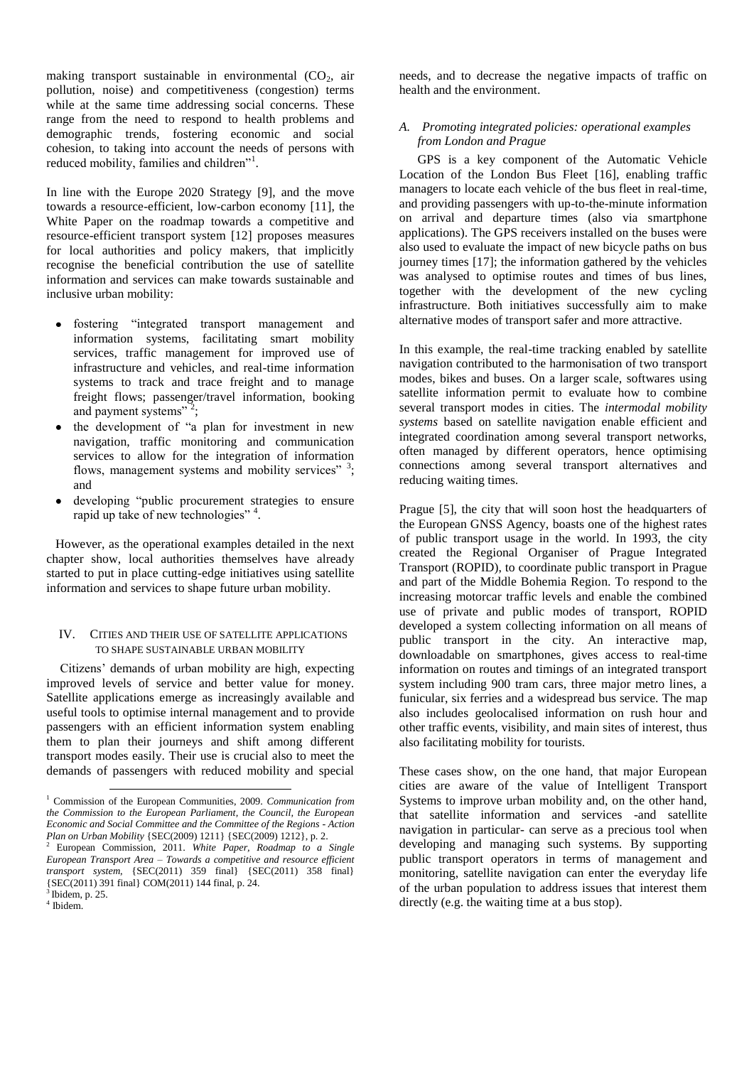making transport sustainable in environmental ($CO_2$, air pollution, noise) and competitiveness (congestion) terms while at the same time addressing social concerns. These range from the need to respond to health problems and demographic trends, fostering economic and social cohesion, to taking into account the needs of persons with reduced mobility, families and children"[1].

In line with the Europe 2020 Strategy [9], and the move towards a resource-efficient, low-carbon economy [11], the White Paper on the roadmap towards a competitive and resource-efficient transport system [12] proposes measures for local authorities and policy makers, that implicitly recognise the beneficial contribution the use of satellite information and services can make towards sustainable and inclusive urban mobility:

- fostering "integrated transport management and information systems, facilitating smart mobility services, traffic management for improved use of infrastructure and vehicles, and real-time information systems to track and trace freight and to manage freight flows; passenger/travel information, booking and payment systems"[2];
- the development of "a plan for investment in new navigation, traffic monitoring and communication services to allow for the integration of information flows, management systems and mobility services"[3]; and
- developing "public procurement strategies to ensure rapid up take of new technologies"[4].

However, as the operational examples detailed in the next chapter show, local authorities themselves have already started to put in place cutting-edge initiatives using satellite information and services to shape future urban mobility.

## IV. Cities and their use of satellite applications to shape sustainable urban mobility

Citizens' demands of urban mobility are high, expecting improved levels of service and better value for money. Satellite applications emerge as increasingly available and useful tools to optimise internal management and to provide passengers with an efficient information system enabling them to plan their journeys and shift among different transport modes easily. Their use is crucial also to meet the demands of passengers with reduced mobility and special needs, and to decrease the negative impacts of traffic on health and the environment.

### A. Promoting integrated policies: operational examples from London and Prague

GPS is a key component of the Automatic Vehicle Location of the London Bus Fleet [16], enabling traffic managers to locate each vehicle of the bus fleet in real-time, and providing passengers with up-to-the-minute information on arrival and departure times (also via smartphone applications). The GPS receivers installed on the buses were also used to evaluate the impact of new bicycle paths on bus journey times [17]; the information gathered by the vehicles was analysed to optimise routes and times of bus lines, together with the development of the new cycling infrastructure. Both initiatives successfully aim to make alternative modes of transport safer and more attractive.

In this example, the real-time tracking enabled by satellite navigation contributed to the harmonisation of two transport modes, bikes and buses. On a larger scale, softwares using satellite information permit to evaluate how to combine several transport modes in cities. The *intermodal mobility systems* based on satellite navigation enable efficient and integrated coordination among several transport networks, often managed by different operators, hence optimising connections among several transport alternatives and reducing waiting times.

Prague [5], the city that will soon host the headquarters of the European GNSS Agency, boasts one of the highest rates of public transport usage in the world. In 1993, the city created the Regional Organiser of Prague Integrated Transport (ROPID), to coordinate public transport in Prague and part of the Middle Bohemia Region. To respond to the increasing motorcar traffic levels and enable the combined use of private and public modes of transport, ROPID developed a system collecting information on all means of public transport in the city. An interactive map, downloadable on smartphones, gives access to real-time information on routes and timings of an integrated transport system including 900 tram cars, three major metro lines, a funicular, six ferries and a widespread bus service. The map also includes geolocalised information on rush hour and other traffic events, visibility, and main sites of interest, thus also facilitating mobility for tourists.

These cases show, on the one hand, that major European cities are aware of the value of Intelligent Transport Systems to improve urban mobility and, on the other hand, that satellite information and services -and satellite navigation in particular- can serve as a precious tool when developing and managing such systems. By supporting public transport operators in terms of management and monitoring, satellite navigation can enter the everyday life of the urban population to address issues that interest them directly (e.g. the waiting time at a bus stop).

---

[1] Commission of the European Communities, 2009. *Communication from the Commission to the European Parliament, the Council, the European Economic and Social Committee and the Committee of the Regions - Action Plan on Urban Mobility* {SEC(2009) 1211} {SEC(2009) 1212}, p. 2.

[2] European Commission, 2011. *White Paper, Roadmap to a Single European Transport Area – Towards a competitive and resource efficient transport system*, {SEC(2011) 359 final} {SEC(2011) 358 final} {SEC(2011) 391 final} COM(2011) 144 final, p. 24.

[3] Ibidem, p. 25.

[4] Ibidem.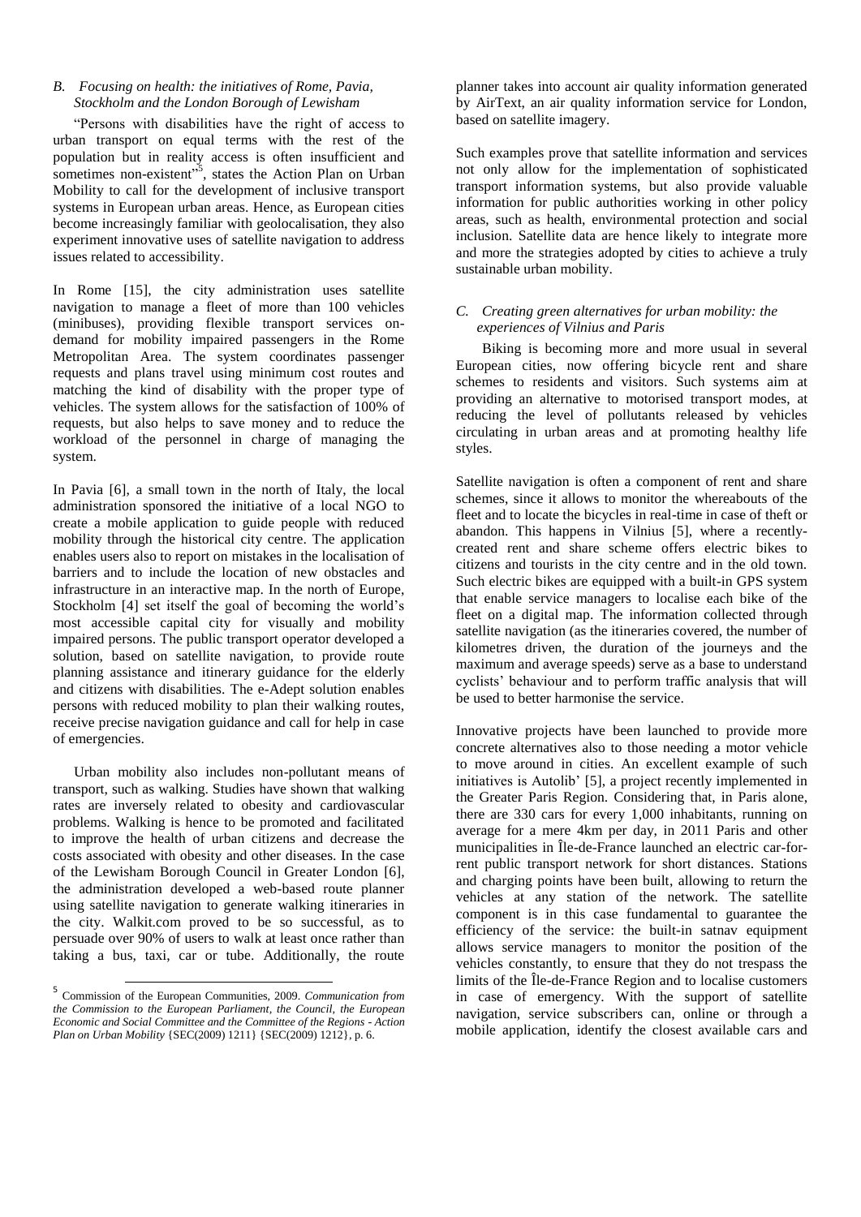### B. Focusing on health: the initiatives of Rome, Pavia, Stockholm and the London Borough of Lewisham

"Persons with disabilities have the right of access to urban transport on equal terms with the rest of the population but in reality access is often insufficient and sometimes non-existent"[5], states the Action Plan on Urban Mobility to call for the development of inclusive transport systems in European urban areas. Hence, as European cities become increasingly familiar with geolocalisation, they also experiment innovative uses of satellite navigation to address issues related to accessibility.

In Rome [15], the city administration uses satellite navigation to manage a fleet of more than 100 vehicles (minibuses), providing flexible transport services on-demand for mobility impaired passengers in the Rome Metropolitan Area. The system coordinates passenger requests and plans travel using minimum cost routes and matching the kind of disability with the proper type of vehicles. The system allows for the satisfaction of 100% of requests, but also helps to save money and to reduce the workload of the personnel in charge of managing the system.

In Pavia [6], a small town in the north of Italy, the local administration sponsored the initiative of a local NGO to create a mobile application to guide people with reduced mobility through the historical city centre. The application enables users also to report on mistakes in the localisation of barriers and to include the location of new obstacles and infrastructure in an interactive map. In the north of Europe, Stockholm [4] set itself the goal of becoming the world's most accessible capital city for visually and mobility impaired persons. The public transport operator developed a solution, based on satellite navigation, to provide route planning assistance and itinerary guidance for the elderly and citizens with disabilities. The e-Adept solution enables persons with reduced mobility to plan their walking routes, receive precise navigation guidance and call for help in case of emergencies.

Urban mobility also includes non-pollutant means of transport, such as walking. Studies have shown that walking rates are inversely related to obesity and cardiovascular problems. Walking is hence to be promoted and facilitated to improve the health of urban citizens and decrease the costs associated with obesity and other diseases. In the case of the Lewisham Borough Council in Greater London [6], the administration developed a web-based route planner using satellite navigation to generate walking itineraries in the city. Walkit.com proved to be so successful, as to persuade over 90% of users to walk at least once rather than taking a bus, taxi, car or tube. Additionally, the route planner takes into account air quality information generated by AirText, an air quality information service for London, based on satellite imagery.

Such examples prove that satellite information and services not only allow for the implementation of sophisticated transport information systems, but also provide valuable information for public authorities working in other policy areas, such as health, environmental protection and social inclusion. Satellite data are hence likely to integrate more and more the strategies adopted by cities to achieve a truly sustainable urban mobility.

### C. Creating green alternatives for urban mobility: the experiences of Vilnius and Paris

Biking is becoming more and more usual in several European cities, now offering bicycle rent and share schemes to residents and visitors. Such systems aim at providing an alternative to motorised transport modes, at reducing the level of pollutants released by vehicles circulating in urban areas and at promoting healthy life styles.

Satellite navigation is often a component of rent and share schemes, since it allows to monitor the whereabouts of the fleet and to locate the bicycles in real-time in case of theft or abandon. This happens in Vilnius [5], where a recently-created rent and share scheme offers electric bikes to citizens and tourists in the city centre and in the old town. Such electric bikes are equipped with a built-in GPS system that enable service managers to localise each bike of the fleet on a digital map. The information collected through satellite navigation (as the itineraries covered, the number of kilometres driven, the duration of the journeys and the maximum and average speeds) serve as a base to understand cyclists' behaviour and to perform traffic analysis that will be used to better harmonise the service.

Innovative projects have been launched to provide more concrete alternatives also to those needing a motor vehicle to move around in cities. An excellent example of such initiatives is Autolib' [5], a project recently implemented in the Greater Paris Region. Considering that, in Paris alone, there are 330 cars for every 1,000 inhabitants, running on average for a mere 4km per day, in 2011 Paris and other municipalities in Île-de-France launched an electric car-for-rent public transport network for short distances. Stations and charging points have been built, allowing to return the vehicles at any station of the network. The satellite component is in this case fundamental to guarantee the efficiency of the service: the built-in satnav equipment allows service managers to monitor the position of the vehicles constantly, to ensure that they do not trespass the limits of the Île-de-France Region and to localise customers in case of emergency. With the support of satellite navigation, service subscribers can, online or through a mobile application, identify the closest available cars and

---

[5] Commission of the European Communities, 2009. *Communication from the Commission to the European Parliament, the Council, the European Economic and Social Committee and the Committee of the Regions - Action Plan on Urban Mobility* {SEC(2009) 1211} {SEC(2009) 1212}, p. 6.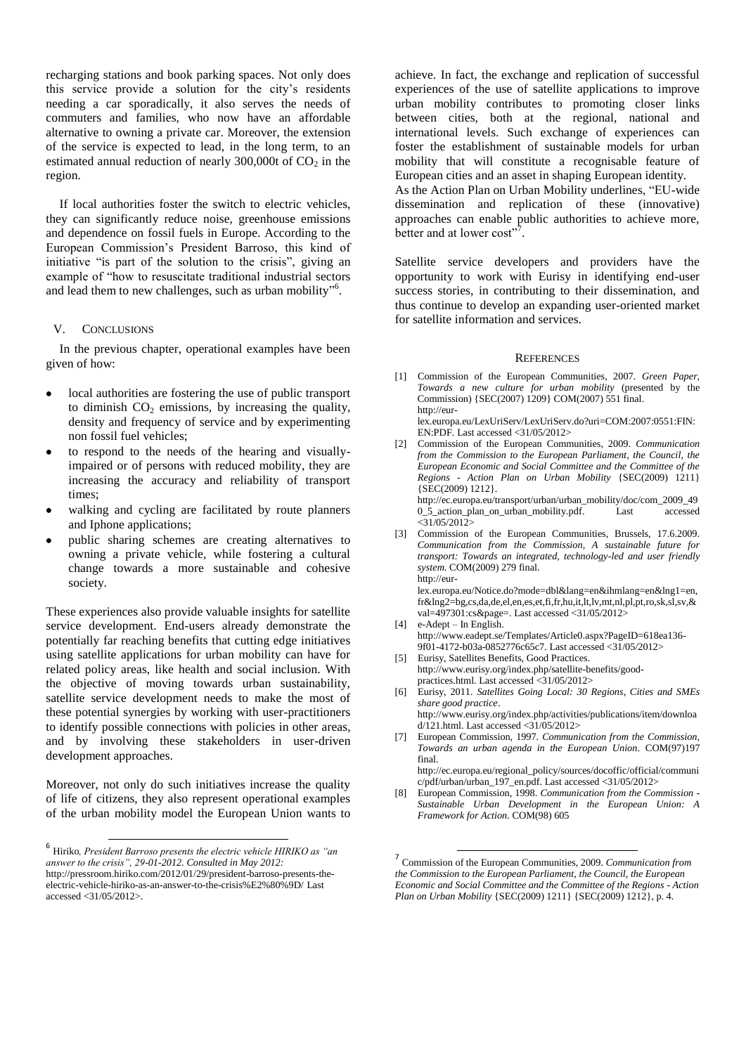recharging stations and book parking spaces. Not only does this service provide a solution for the city's residents needing a car sporadically, it also serves the needs of commuters and families, who now have an affordable alternative to owning a private car. Moreover, the extension of the service is expected to lead, in the long term, to an estimated annual reduction of nearly 300,000t of $CO_2$ in the region.

If local authorities foster the switch to electric vehicles, they can significantly reduce noise, greenhouse emissions and dependence on fossil fuels in Europe. According to the European Commission's President Barroso, this kind of initiative "is part of the solution to the crisis", giving an example of "how to resuscitate traditional industrial sectors and lead them to new challenges, such as urban mobility"[6].

## V. Conclusions

In the previous chapter, operational examples have been given of how:

- local authorities are fostering the use of public transport to diminish $CO_2$ emissions, by increasing the quality, density and frequency of service and by experimenting non fossil fuel vehicles;
- to respond to the needs of the hearing and visually-impaired or of persons with reduced mobility, they are increasing the accuracy and reliability of transport times;
- walking and cycling are facilitated by route planners and Iphone applications;
- public sharing schemes are creating alternatives to owning a private vehicle, while fostering a cultural change towards a more sustainable and cohesive society.

These experiences also provide valuable insights for satellite service development. End-users already demonstrate the potentially far reaching benefits that cutting edge initiatives using satellite applications for urban mobility can have for related policy areas, like health and social inclusion. With the objective of moving towards urban sustainability, satellite service development needs to make the most of these potential synergies by working with user-practitioners to identify possible connections with policies in other areas, and by involving these stakeholders in user-driven development approaches.

Moreover, not only do such initiatives increase the quality of life of citizens, they also represent operational examples of the urban mobility model the European Union wants to achieve. In fact, the exchange and replication of successful experiences of the use of satellite applications to improve urban mobility contributes to promoting closer links between cities, both at the regional, national and international levels. Such exchange of experiences can foster the establishment of sustainable models for urban mobility that will constitute a recognisable feature of European cities and an asset in shaping European identity.
As the Action Plan on Urban Mobility underlines, "EU-wide dissemination and replication of these (innovative) approaches can enable public authorities to achieve more, better and at lower cost"[7].

Satellite service developers and providers have the opportunity to work with Eurisy in identifying end-user success stories, in contributing to their dissemination, and thus continue to develop an expanding user-oriented market for satellite information and services.

## References

[1] Commission of the European Communities, 2007. *Green Paper, Towards a new culture for urban mobility* (presented by the Commission) {SEC(2007) 1209} COM(2007) 551 final. http://eur-lex.europa.eu/LexUriServ/LexUriServ.do?uri=COM:2007:0551:FIN:EN:PDF. Last accessed <31/05/2012>

[2] Commission of the European Communities, 2009. *Communication from the Commission to the European Parliament, the Council, the European Economic and Social Committee and the Committee of the Regions - Action Plan on Urban Mobility* {SEC(2009) 1211} {SEC(2009) 1212}. http://ec.europa.eu/transport/urban/urban_mobility/doc/com_2009_490_5_action_plan_on_urban_mobility.pdf. Last accessed <31/05/2012>

[3] Commission of the European Communities, Brussels, 17.6.2009. *Communication from the Commission, A sustainable future for transport: Towards an integrated, technology-led and user friendly system.* COM(2009) 279 final. http://eur-lex.europa.eu/Notice.do?mode=dbl&lang=en&ihmlang=en&lng1=en,fr&lng2=bg,cs,da,de,el,en,es,et,fi,fr,hu,it,lt,lv,mt,nl,pl,pt,ro,sk,sl,sv,&val=497301:cs&page=. Last accessed <31/05/2012>

[4] e-Adept – In English. http://www.eadept.se/Templates/Article0.aspx?PageID=618ea136-9f01-4172-b03a-0852776c65c7. Last accessed <31/05/2012>

[5] Eurisy, Satellites Benefits, Good Practices. http://www.eurisy.org/index.php/satellite-benefits/good-practices.html. Last accessed <31/05/2012>

[6] Eurisy, 2011. *Satellites Going Local: 30 Regions, Cities and SMEs share good practice*. http://www.eurisy.org/index.php/activities/publications/item/download/121.html. Last accessed <31/05/2012>

[7] European Commission, 1997. *Communication from the Commission, Towards an urban agenda in the European Union*. COM(97)197 final. http://ec.europa.eu/regional_policy/sources/docoffic/official/communic/pdf/urban/urban_197_en.pdf. Last accessed <31/05/2012>

[8] European Commission, 1998. *Communication from the Commission - Sustainable Urban Development in the European Union: A Framework for Action*. COM(98) 605

---

[6] Hiriko, *President Barroso presents the electric vehicle HIRIKO as "an answer to the crisis", 29-01-2012. Consulted in May 2012:* http://pressroom.hiriko.com/2012/01/29/president-barroso-presents-the-electric-vehicle-hiriko-as-an-answer-to-the-crisis%E2%80%9D/ Last accessed <31/05/2012>.

[7] Commission of the European Communities, 2009. *Communication from the Commission to the European Parliament, the Council, the European Economic and Social Committee and the Committee of the Regions - Action Plan on Urban Mobility* {SEC(2009) 1211} {SEC(2009) 1212}, p. 4.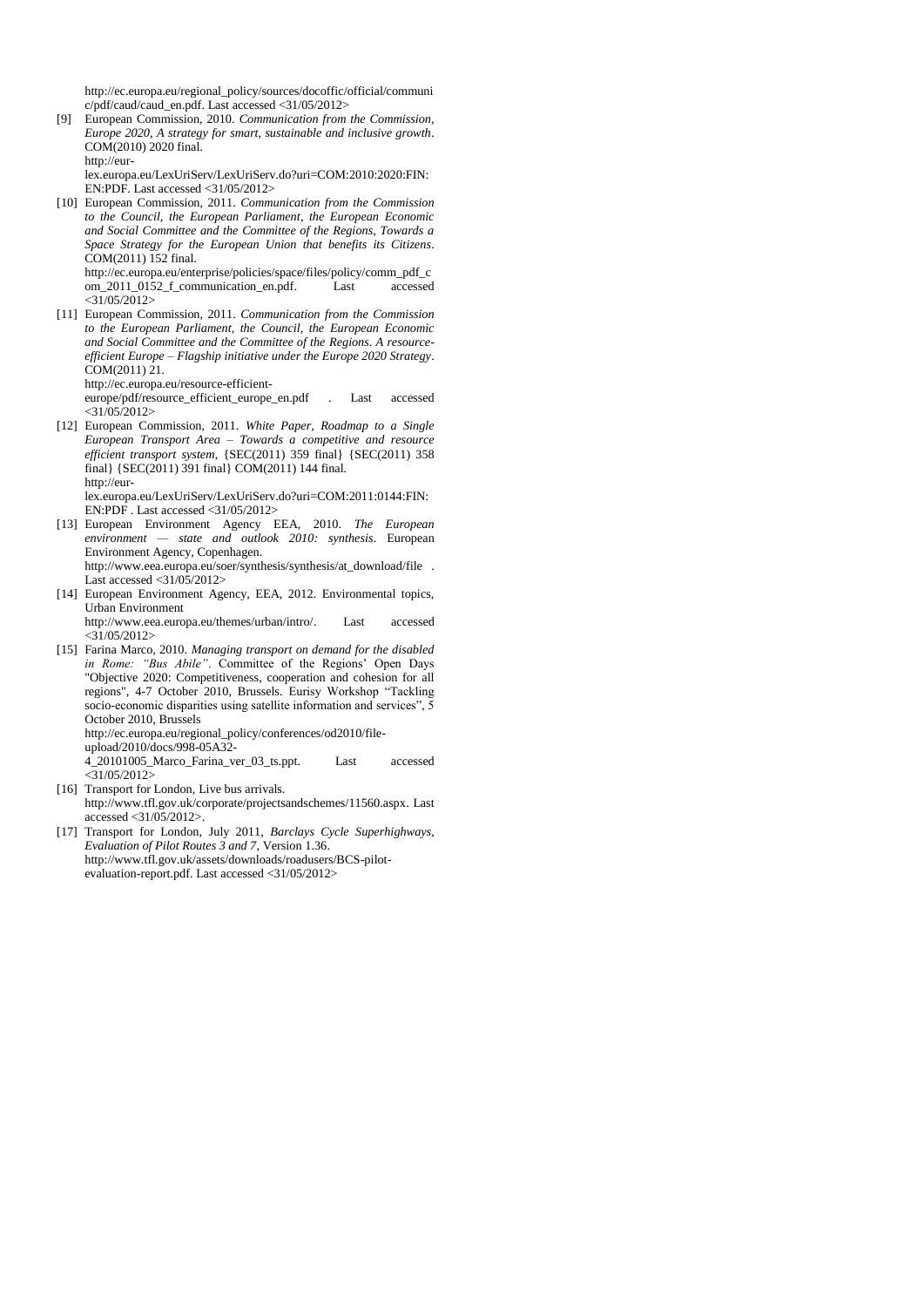http://ec.europa.eu/regional_policy/sources/docoffic/official/communic/pdf/caud/caud_en.pdf. Last accessed <31/05/2012>

[9] European Commission, 2010. *Communication from the Commission, Europe 2020, A strategy for smart, sustainable and inclusive growth*. COM(2010) 2020 final. http://eur-lex.europa.eu/LexUriServ/LexUriServ.do?uri=COM:2010:2020:FIN:EN:PDF. Last accessed <31/05/2012>

[10] European Commission, 2011. *Communication from the Commission to the Council, the European Parliament, the European Economic and Social Committee and the Committee of the Regions, Towards a Space Strategy for the European Union that benefits its Citizens*. COM(2011) 152 final. http://ec.europa.eu/enterprise/policies/space/files/policy/comm_pdf_com_2011_0152_f_communication_en.pdf. Last accessed <31/05/2012>

[11] European Commission, 2011. *Communication from the Commission to the European Parliament, the Council, the European Economic and Social Committee and the Committee of the Regions. A resource-efficient Europe – Flagship initiative under the Europe 2020 Strategy*. COM(2011) 21. http://ec.europa.eu/resource-efficient-europe/pdf/resource_efficient_europe_en.pdf . Last accessed <31/05/2012>

[12] European Commission, 2011. *White Paper, Roadmap to a Single European Transport Area – Towards a competitive and resource efficient transport system*, {SEC(2011) 359 final} {SEC(2011) 358 final} {SEC(2011) 391 final} COM(2011) 144 final. http://eur-lex.europa.eu/LexUriServ/LexUriServ.do?uri=COM:2011:0144:FIN:EN:PDF . Last accessed <31/05/2012>

[13] European Environment Agency EEA, 2010. *The European environment — state and outlook 2010: synthesis*. European Environment Agency, Copenhagen. http://www.eea.europa.eu/soer/synthesis/synthesis/at_download/file . Last accessed <31/05/2012>

[14] European Environment Agency, EEA, 2012. Environmental topics, Urban Environment http://www.eea.europa.eu/themes/urban/intro/. Last accessed <31/05/2012>

[15] Farina Marco, 2010. *Managing transport on demand for the disabled in Rome: "Bus Abile"*. Committee of the Regions' Open Days "Objective 2020: Competitiveness, cooperation and cohesion for all regions", 4-7 October 2010, Brussels. Eurisy Workshop "Tackling socio-economic disparities using satellite information and services", 5 October 2010, Brussels http://ec.europa.eu/regional_policy/conferences/od2010/file-upload/2010/docs/998-05A32-4_20101005_Marco_Farina_ver_03_ts.ppt. Last accessed <31/05/2012>

[16] Transport for London, Live bus arrivals. http://www.tfl.gov.uk/corporate/projectsandschemes/11560.aspx. Last accessed <31/05/2012>.

[17] Transport for London, July 2011, *Barclays Cycle Superhighways, Evaluation of Pilot Routes 3 and 7*, Version 1.36. http://www.tfl.gov.uk/assets/downloads/roadusers/BCS-pilot-evaluation-report.pdf. Last accessed <31/05/2012>